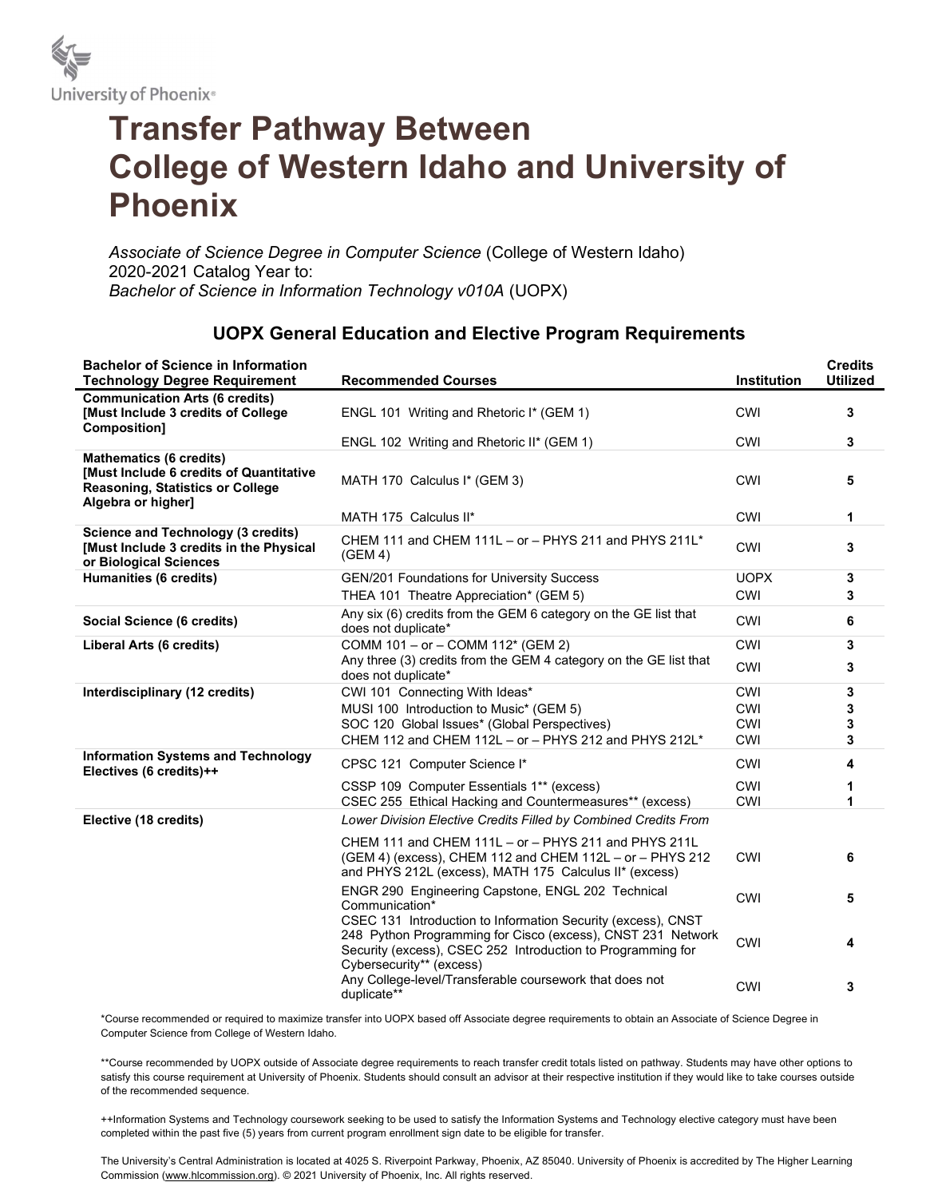University of Phoenix®

# Transfer Pathway Between College of Western Idaho and University of Phoenix

*Associate of Science Degree in Computer Science* (College of Western Idaho)
2020-2021 Catalog Year to:
*Bachelor of Science in Information Technology v010A* (UOPX)

## UOPX General Education and Elective Program Requirements

| Bachelor of Science in Information Technology Degree Requirement | Recommended Courses | Institution | Credits Utilized |
|---|---|---|---|
| **Communication Arts (6 credits) [Must Include 3 credits of College Composition]** | ENGL 101 Writing and Rhetoric I* (GEM 1) | CWI | 3 |
| | ENGL 102 Writing and Rhetoric II* (GEM 1) | CWI | 3 |
| **Mathematics (6 credits) [Must Include 6 credits of Quantitative Reasoning, Statistics or College Algebra or higher]** | MATH 170 Calculus I* (GEM 3) | CWI | 5 |
| | MATH 175 Calculus II* | CWI | 1 |
| **Science and Technology (3 credits) [Must Include 3 credits in the Physical or Biological Sciences** | CHEM 111 and CHEM 111L – or – PHYS 211 and PHYS 211L* (GEM 4) | CWI | 3 |
| **Humanities (6 credits)** | GEN/201 Foundations for University Success | UOPX | 3 |
| | THEA 101 Theatre Appreciation* (GEM 5) | CWI | 3 |
| **Social Science (6 credits)** | Any six (6) credits from the GEM 6 category on the GE list that does not duplicate* | CWI | 6 |
| **Liberal Arts (6 credits)** | COMM 101 – or – COMM 112* (GEM 2) | CWI | 3 |
| | Any three (3) credits from the GEM 4 category on the GE list that does not duplicate* | CWI | 3 |
| **Interdisciplinary (12 credits)** | CWI 101 Connecting With Ideas* | CWI | 3 |
| | MUSI 100 Introduction to Music* (GEM 5) | CWI | 3 |
| | SOC 120 Global Issues* (Global Perspectives) | CWI | 3 |
| | CHEM 112 and CHEM 112L – or – PHYS 212 and PHYS 212L* | CWI | 3 |
| **Information Systems and Technology Electives (6 credits)++** | CPSC 121 Computer Science I* | CWI | 4 |
| | CSSP 109 Computer Essentials 1** (excess) | CWI | 1 |
| | CSEC 255 Ethical Hacking and Countermeasures** (excess) | CWI | 1 |
| **Elective (18 credits)** | *Lower Division Elective Credits Filled by Combined Credits From* | | |
| | CHEM 111 and CHEM 111L – or – PHYS 211 and PHYS 211L (GEM 4) (excess), CHEM 112 and CHEM 112L – or – PHYS 212 and PHYS 212L (excess), MATH 175 Calculus II* (excess) | CWI | 6 |
| | ENGR 290 Engineering Capstone, ENGL 202 Technical Communication* | CWI | 5 |
| | CSEC 131 Introduction to Information Security (excess), CNST 248 Python Programming for Cisco (excess), CNST 231 Network Security (excess), CSEC 252 Introduction to Programming for Cybersecurity** (excess) | CWI | 4 |
| | Any College-level/Transferable coursework that does not duplicate** | CWI | 3 |

*Course recommended or required to maximize transfer into UOPX based off Associate degree requirements to obtain an Associate of Science Degree in Computer Science from College of Western Idaho.

**Course recommended by UOPX outside of Associate degree requirements to reach transfer credit totals listed on pathway. Students may have other options to satisfy this course requirement at University of Phoenix. Students should consult an advisor at their respective institution if they would like to take courses outside of the recommended sequence.

++Information Systems and Technology coursework seeking to be used to satisfy the Information Systems and Technology elective category must have been completed within the past five (5) years from current program enrollment sign date to be eligible for transfer.

The University's Central Administration is located at 4025 S. Riverpoint Parkway, Phoenix, AZ 85040. University of Phoenix is accredited by The Higher Learning Commission (www.hlcommission.org). © 2021 University of Phoenix, Inc. All rights reserved.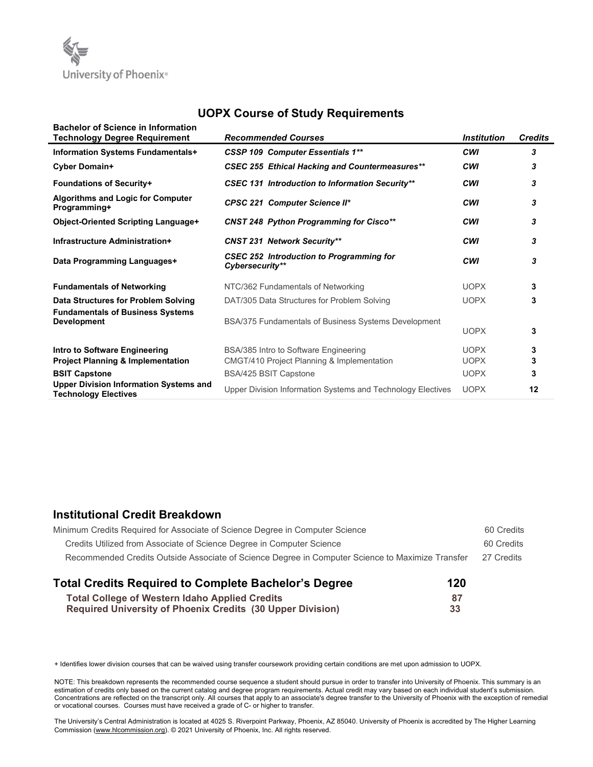University of Phoenix®

## UOPX Course of Study Requirements

| Bachelor of Science in Information Technology Degree Requirement | Recommended Courses | Institution | Credits |
|---|---|---|---|
| **Information Systems Fundamentals+** | ***CSSP 109 Computer Essentials 1*** | ***CWI*** | ***3*** |
| **Cyber Domain+** | ***CSEC 255 Ethical Hacking and Countermeasures*** | ***CWI*** | ***3*** |
| **Foundations of Security+** | ***CSEC 131 Introduction to Information Security*** | ***CWI*** | ***3*** |
| **Algorithms and Logic for Computer Programming+** | ***CPSC 221 Computer Science II**** | ***CWI*** | ***3*** |
| **Object-Oriented Scripting Language+** | ***CNST 248 Python Programming for Cisco*** | ***CWI*** | ***3*** |
| **Infrastructure Administration+** | ***CNST 231 Network Security*** | ***CWI*** | ***3*** |
| **Data Programming Languages+** | ***CSEC 252 Introduction to Programming for Cybersecurity*** | ***CWI*** | ***3*** |
| **Fundamentals of Networking** | NTC/362 Fundamentals of Networking | UOPX | **3** |
| **Data Structures for Problem Solving** | DAT/305 Data Structures for Problem Solving | UOPX | **3** |
| **Fundamentals of Business Systems Development** | BSA/375 Fundamentals of Business Systems Development | UOPX | **3** |
| **Intro to Software Engineering** | BSA/385 Intro to Software Engineering | UOPX | **3** |
| **Project Planning & Implementation** | CMGT/410 Project Planning & Implementation | UOPX | **3** |
| **BSIT Capstone** | BSA/425 BSIT Capstone | UOPX | **3** |
| **Upper Division Information Systems and Technology Electives** | Upper Division Information Systems and Technology Electives | UOPX | **12** |

## Institutional Credit Breakdown

| | |
|---|---|
| Minimum Credits Required for Associate of Science Degree in Computer Science | 60 Credits |
| Credits Utilized from Associate of Science Degree in Computer Science | 60 Credits |
| Recommended Credits Outside Associate of Science Degree in Computer Science to Maximize Transfer | 27 Credits |

| | |
|---|---|
| **Total Credits Required to Complete Bachelor's Degree** | **120** |
| **Total College of Western Idaho Applied Credits** | **87** |
| **Required University of Phoenix Credits (30 Upper Division)** | **33** |

+ Identifies lower division courses that can be waived using transfer coursework providing certain conditions are met upon admission to UOPX.

NOTE: This breakdown represents the recommended course sequence a student should pursue in order to transfer into University of Phoenix. This summary is an estimation of credits only based on the current catalog and degree program requirements. Actual credit may vary based on each individual student's submission. Concentrations are reflected on the transcript only. All courses that apply to an associate's degree transfer to the University of Phoenix with the exception of remedial or vocational courses. Courses must have received a grade of C- or higher to transfer.

The University's Central Administration is located at 4025 S. Riverpoint Parkway, Phoenix, AZ 85040. University of Phoenix is accredited by The Higher Learning Commission (www.hlcommission.org). © 2021 University of Phoenix, Inc. All rights reserved.